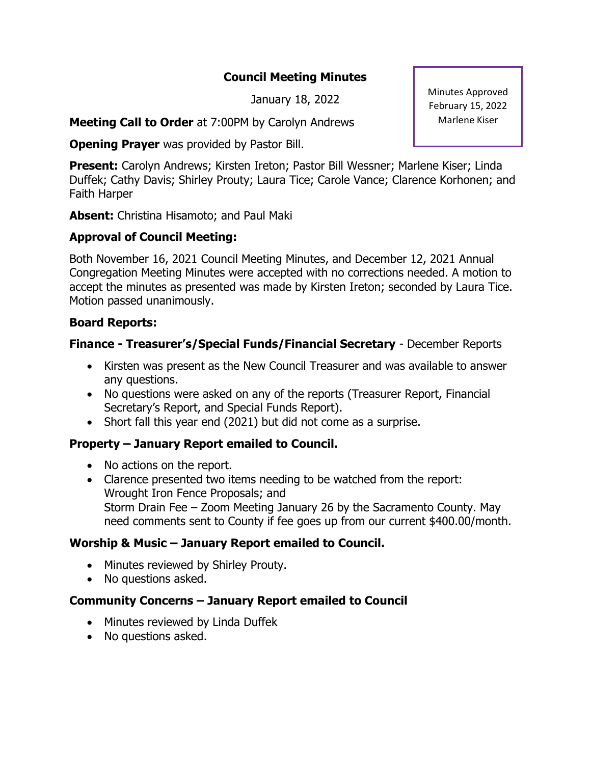# Council Meeting Minutes

January 18, 2022

Minutes Approved
February 15, 2022
Marlene Kiser

**Meeting Call to Order** at 7:00PM by Carolyn Andrews

**Opening Prayer** was provided by Pastor Bill.

**Present:** Carolyn Andrews; Kirsten Ireton; Pastor Bill Wessner; Marlene Kiser; Linda Duffek; Cathy Davis; Shirley Prouty; Laura Tice; Carole Vance; Clarence Korhonen; and Faith Harper

**Absent:** Christina Hisamoto; and Paul Maki

## Approval of Council Meeting:

Both November 16, 2021 Council Meeting Minutes, and December 12, 2021 Annual Congregation Meeting Minutes were accepted with no corrections needed. A motion to accept the minutes as presented was made by Kirsten Ireton; seconded by Laura Tice. Motion passed unanimously.

## Board Reports:

### Finance - Treasurer's/Special Funds/Financial Secretary - December Reports

- Kirsten was present as the New Council Treasurer and was available to answer any questions.
- No questions were asked on any of the reports (Treasurer Report, Financial Secretary's Report, and Special Funds Report).
- Short fall this year end (2021) but did not come as a surprise.

### Property – January Report emailed to Council.

- No actions on the report.
- Clarence presented two items needing to be watched from the report:
  Wrought Iron Fence Proposals; and
  Storm Drain Fee – Zoom Meeting January 26 by the Sacramento County. May need comments sent to County if fee goes up from our current $400.00/month.

### Worship & Music – January Report emailed to Council.

- Minutes reviewed by Shirley Prouty.
- No questions asked.

### Community Concerns – January Report emailed to Council

- Minutes reviewed by Linda Duffek
- No questions asked.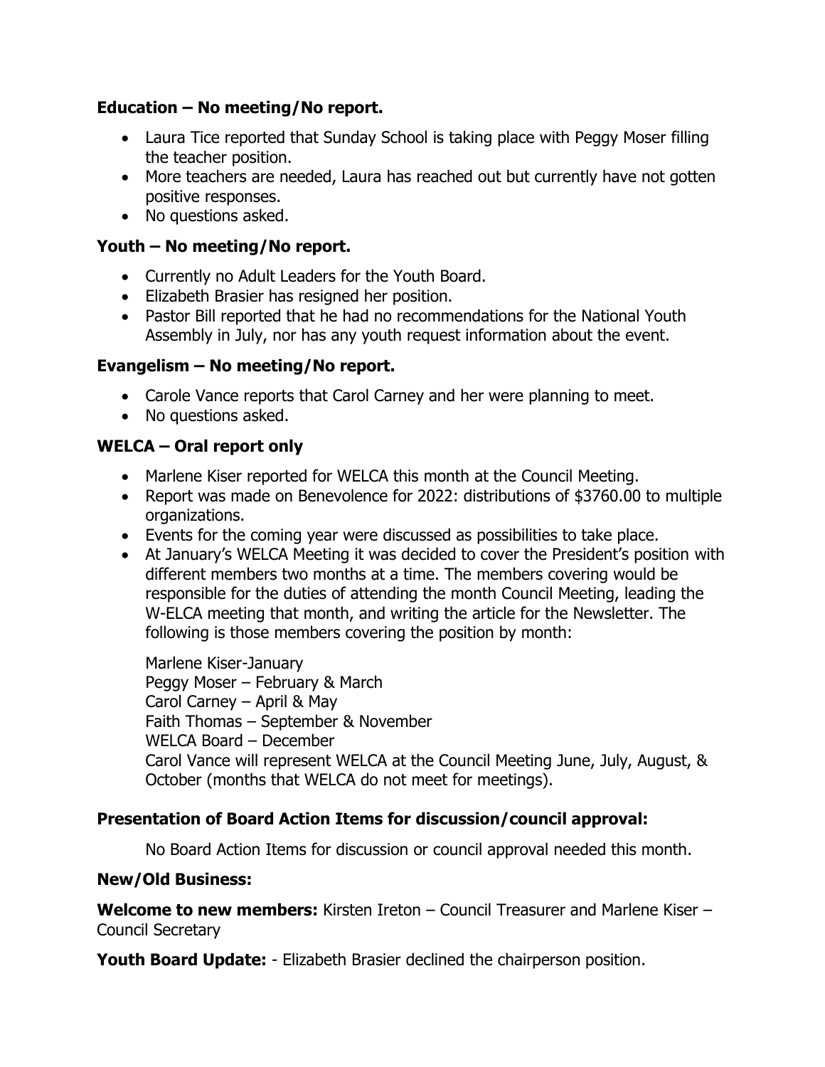**Education – No meeting/No report.**

- Laura Tice reported that Sunday School is taking place with Peggy Moser filling the teacher position.
- More teachers are needed, Laura has reached out but currently have not gotten positive responses.
- No questions asked.

**Youth – No meeting/No report.**

- Currently no Adult Leaders for the Youth Board.
- Elizabeth Brasier has resigned her position.
- Pastor Bill reported that he had no recommendations for the National Youth Assembly in July, nor has any youth request information about the event.

**Evangelism – No meeting/No report.**

- Carole Vance reports that Carol Carney and her were planning to meet.
- No questions asked.

**WELCA – Oral report only**

- Marlene Kiser reported for WELCA this month at the Council Meeting.
- Report was made on Benevolence for 2022: distributions of $3760.00 to multiple organizations.
- Events for the coming year were discussed as possibilities to take place.
- At January's WELCA Meeting it was decided to cover the President's position with different members two months at a time. The members covering would be responsible for the duties of attending the month Council Meeting, leading the W-ELCA meeting that month, and writing the article for the Newsletter. The following is those members covering the position by month:

  Marlene Kiser-January
  Peggy Moser – February & March
  Carol Carney – April & May
  Faith Thomas – September & November
  WELCA Board – December
  Carol Vance will represent WELCA at the Council Meeting June, July, August, & October (months that WELCA do not meet for meetings).

**Presentation of Board Action Items for discussion/council approval:**

No Board Action Items for discussion or council approval needed this month.

**New/Old Business:**

**Welcome to new members:** Kirsten Ireton – Council Treasurer and Marlene Kiser – Council Secretary

**Youth Board Update:** - Elizabeth Brasier declined the chairperson position.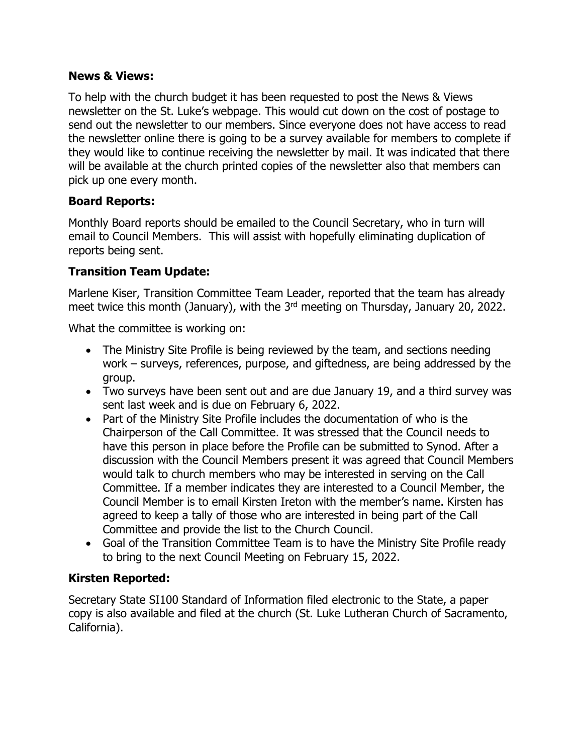**News & Views:**

To help with the church budget it has been requested to post the News & Views newsletter on the St. Luke's webpage. This would cut down on the cost of postage to send out the newsletter to our members. Since everyone does not have access to read the newsletter online there is going to be a survey available for members to complete if they would like to continue receiving the newsletter by mail. It was indicated that there will be available at the church printed copies of the newsletter also that members can pick up one every month.

**Board Reports:**

Monthly Board reports should be emailed to the Council Secretary, who in turn will email to Council Members. This will assist with hopefully eliminating duplication of reports being sent.

**Transition Team Update:**

Marlene Kiser, Transition Committee Team Leader, reported that the team has already meet twice this month (January), with the 3rd meeting on Thursday, January 20, 2022.

What the committee is working on:

- The Ministry Site Profile is being reviewed by the team, and sections needing work – surveys, references, purpose, and giftedness, are being addressed by the group.
- Two surveys have been sent out and are due January 19, and a third survey was sent last week and is due on February 6, 2022.
- Part of the Ministry Site Profile includes the documentation of who is the Chairperson of the Call Committee. It was stressed that the Council needs to have this person in place before the Profile can be submitted to Synod. After a discussion with the Council Members present it was agreed that Council Members would talk to church members who may be interested in serving on the Call Committee. If a member indicates they are interested to a Council Member, the Council Member is to email Kirsten Ireton with the member's name. Kirsten has agreed to keep a tally of those who are interested in being part of the Call Committee and provide the list to the Church Council.
- Goal of the Transition Committee Team is to have the Ministry Site Profile ready to bring to the next Council Meeting on February 15, 2022.

**Kirsten Reported:**

Secretary State SI100 Standard of Information filed electronic to the State, a paper copy is also available and filed at the church (St. Luke Lutheran Church of Sacramento, California).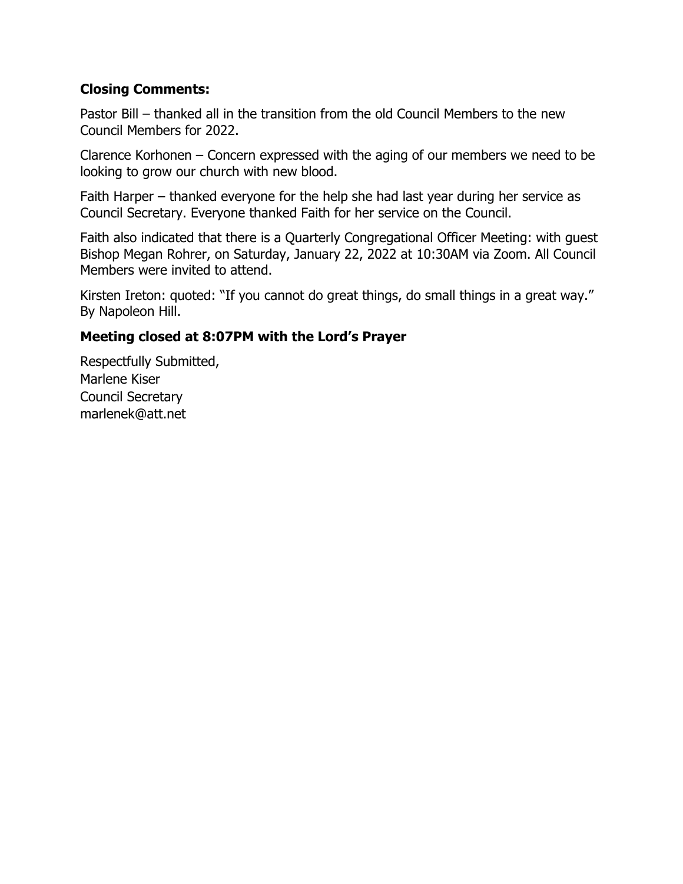**Closing Comments:**

Pastor Bill – thanked all in the transition from the old Council Members to the new Council Members for 2022.

Clarence Korhonen – Concern expressed with the aging of our members we need to be looking to grow our church with new blood.

Faith Harper – thanked everyone for the help she had last year during her service as Council Secretary. Everyone thanked Faith for her service on the Council.

Faith also indicated that there is a Quarterly Congregational Officer Meeting: with guest Bishop Megan Rohrer, on Saturday, January 22, 2022 at 10:30AM via Zoom. All Council Members were invited to attend.

Kirsten Ireton: quoted: "If you cannot do great things, do small things in a great way." By Napoleon Hill.

**Meeting closed at 8:07PM with the Lord's Prayer**

Respectfully Submitted,
Marlene Kiser
Council Secretary
marlenek@att.net